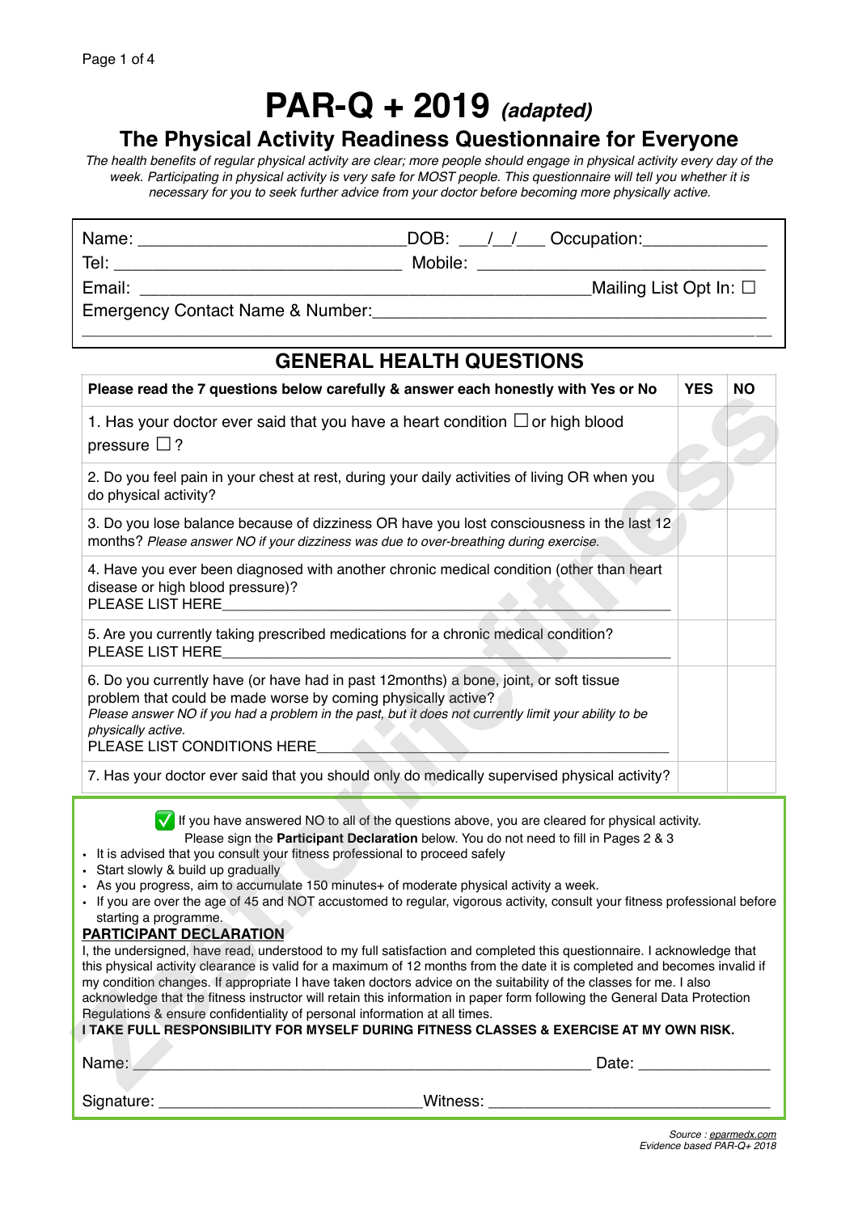# PAR-Q + 2019 *(adapted)*

## The Physical Activity Readiness Questionnaire for Everyone

*The health benefits of regular physical activity are clear; more people should engage in physical activity every day of the week. Participating in physical activity is very safe for MOST people. This questionnaire will tell you whether it is necessary for you to seek further advice from your doctor before becoming more physically active.*

Name: ____________________________ DOB: ___/__/___ Occupation:_____________

Tel: ______________________________ Mobile: _______________________________

Email: ______________________________________________ Mailing List Opt In: ☐

Emergency Contact Name & Number: ____________________________________________

_____________________________________________________________________________

## GENERAL HEALTH QUESTIONS

| Please read the 7 questions below carefully & answer each honestly with Yes or No | YES | NO |
|---|---|---|
| 1. Has your doctor ever said that you have a heart condition ☐ or high blood pressure ☐? | | |
| 2. Do you feel pain in your chest at rest, during your daily activities of living OR when you do physical activity? | | |
| 3. Do you lose balance because of dizziness OR have you lost consciousness in the last 12 months? *Please answer NO if your dizziness was due to over-breathing during exercise.* | | |
| 4. Have you ever been diagnosed with another chronic medical condition (other than heart disease or high blood pressure)? PLEASE LIST HERE________________________________________________ | | |
| 5. Are you currently taking prescribed medications for a chronic medical condition? PLEASE LIST HERE________________________________________________ | | |
| 6. Do you currently have (or have had in past 12months) a bone, joint, or soft tissue problem that could be made worse by coming physically active? *Please answer NO if you had a problem in the past, but it does not currently limit your ability to be physically active.* PLEASE LIST CONDITIONS HERE______________________________________ | | |
| 7. Has your doctor ever said that you should only do medically supervised physical activity? | | |

✅ If you have answered NO to all of the questions above, you are cleared for physical activity. Please sign the **Participant Declaration** below. You do not need to fill in Pages 2 & 3

- It is advised that you consult your fitness professional to proceed safely
- Start slowly & build up gradually
- As you progress, aim to accumulate 150 minutes+ of moderate physical activity a week.
- If you are over the age of 45 and NOT accustomed to regular, vigorous activity, consult your fitness professional before starting a programme.

**PARTICIPANT DECLARATION**

I, the undersigned, have read, understood to my full satisfaction and completed this questionnaire. I acknowledge that this physical activity clearance is valid for a maximum of 12 months from the date it is completed and becomes invalid if my condition changes. If appropriate I have taken doctors advice on the suitability of the classes for me. I also acknowledge that the fitness instructor will retain this information in paper form following the General Data Protection Regulations & ensure confidentiality of personal information at all times.

**I TAKE FULL RESPONSIBILITY FOR MYSELF DURING FITNESS CLASSES & EXERCISE AT MY OWN RISK.**

Name: ________________________________________________ Date: ______________

Signature: ____________________________ Witness: ______________________________

*Source : eparmedx.com*
*Evidence based PAR-Q+ 2018*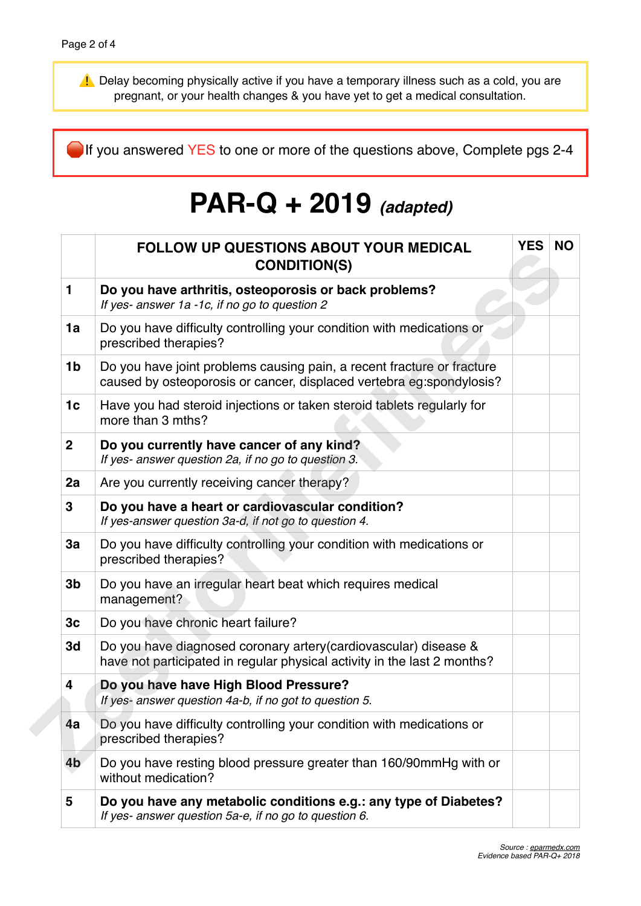⚠️ Delay becoming physically active if you have a temporary illness such as a cold, you are pregnant, or your health changes & you have yet to get a medical consultation.

🛑 If you answered YES to one or more of the questions above, Complete pgs 2-4

# PAR-Q + 2019 *(adapted)*

| | FOLLOW UP QUESTIONS ABOUT YOUR MEDICAL CONDITION(S) | YES | NO |
|---|---|---|---|
| **1** | **Do you have arthritis, osteoporosis or back problems?** *If yes- answer 1a -1c, if no go to question 2* | | |
| **1a** | Do you have difficulty controlling your condition with medications or prescribed therapies? | | |
| **1b** | Do you have joint problems causing pain, a recent fracture or fracture caused by osteoporosis or cancer, displaced vertebra eg:spondylosis? | | |
| **1c** | Have you had steroid injections or taken steroid tablets regularly for more than 3 mths? | | |
| **2** | **Do you currently have cancer of any kind?** *If yes- answer question 2a, if no go to question 3.* | | |
| **2a** | Are you currently receiving cancer therapy? | | |
| **3** | **Do you have a heart or cardiovascular condition?** *If yes-answer question 3a-d, if not go to question 4.* | | |
| **3a** | Do you have difficulty controlling your condition with medications or prescribed therapies? | | |
| **3b** | Do you have an irregular heart beat which requires medical management? | | |
| **3c** | Do you have chronic heart failure? | | |
| **3d** | Do you have diagnosed coronary artery(cardiovascular) disease & have not participated in regular physical activity in the last 2 months? | | |
| **4** | **Do you have have High Blood Pressure?** *If yes- answer question 4a-b, if no got to question 5.* | | |
| **4a** | Do you have difficulty controlling your condition with medications or prescribed therapies? | | |
| **4b** | Do you have resting blood pressure greater than 160/90mmHg with or without medication? | | |
| **5** | **Do you have any metabolic conditions e.g.: any type of Diabetes?** *If yes- answer question 5a-e, if no go to question 6.* | | |

*Source : eparmedx.com*
*Evidence based PAR-Q+ 2018*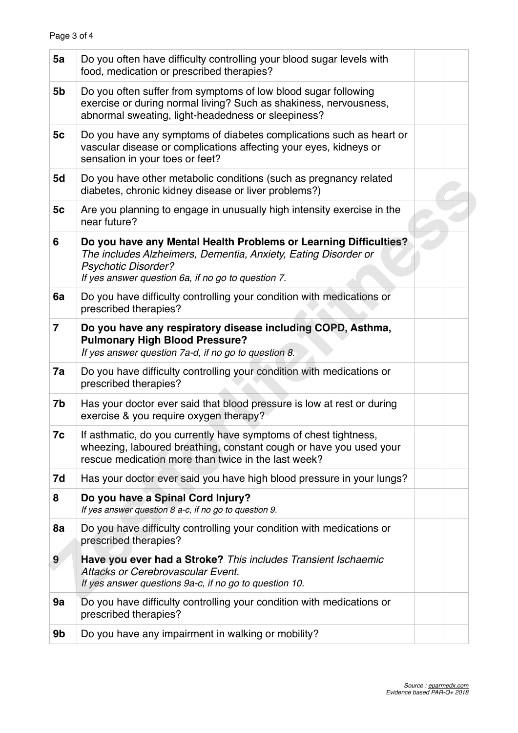| | | | |
|---|---|---|---|
| **5a** | Do you often have difficulty controlling your blood sugar levels with food, medication or prescribed therapies? | | |
| **5b** | Do you often suffer from symptoms of low blood sugar following exercise or during normal living? Such as shakiness, nervousness, abnormal sweating, light-headedness or sleepiness? | | |
| **5c** | Do you have any symptoms of diabetes complications such as heart or vascular disease or complications affecting your eyes, kidneys or sensation in your toes or feet? | | |
| **5d** | Do you have other metabolic conditions (such as pregnancy related diabetes, chronic kidney disease or liver problems?) | | |
| **5c** | Are you planning to engage in unusually high intensity exercise in the near future? | | |
| **6** | **Do you have any Mental Health Problems or Learning Difficulties?** *The includes Alzheimers, Dementia, Anxiety, Eating Disorder or Psychotic Disorder?* *If yes answer question 6a, if no go to question 7.* | | |
| **6a** | Do you have difficulty controlling your condition with medications or prescribed therapies? | | |
| **7** | **Do you have any respiratory disease including COPD, Asthma, Pulmonary High Blood Pressure?** *If yes answer question 7a-d, if no go to question 8.* | | |
| **7a** | Do you have difficulty controlling your condition with medications or prescribed therapies? | | |
| **7b** | Has your doctor ever said that blood pressure is low at rest or during exercise & you require oxygen therapy? | | |
| **7c** | If asthmatic, do you currently have symptoms of chest tightness, wheezing, laboured breathing, constant cough or have you used your rescue medication more than twice in the last week? | | |
| **7d** | Has your doctor ever said you have high blood pressure in your lungs? | | |
| **8** | **Do you have a Spinal Cord Injury?** *If yes answer question 8 a-c, if no go to question 9.* | | |
| **8a** | Do you have difficulty controlling your condition with medications or prescribed therapies? | | |
| **9** | **Have you ever had a Stroke?** *This includes Transient Ischaemic Attacks or Cerebrovascular Event.* *If yes answer questions 9a-c, if no go to question 10.* | | |
| **9a** | Do you have difficulty controlling your condition with medications or prescribed therapies? | | |
| **9b** | Do you have any impairment in walking or mobility? | | |

*Source : eparmedx.com*
*Evidence based PAR-Q+ 2018*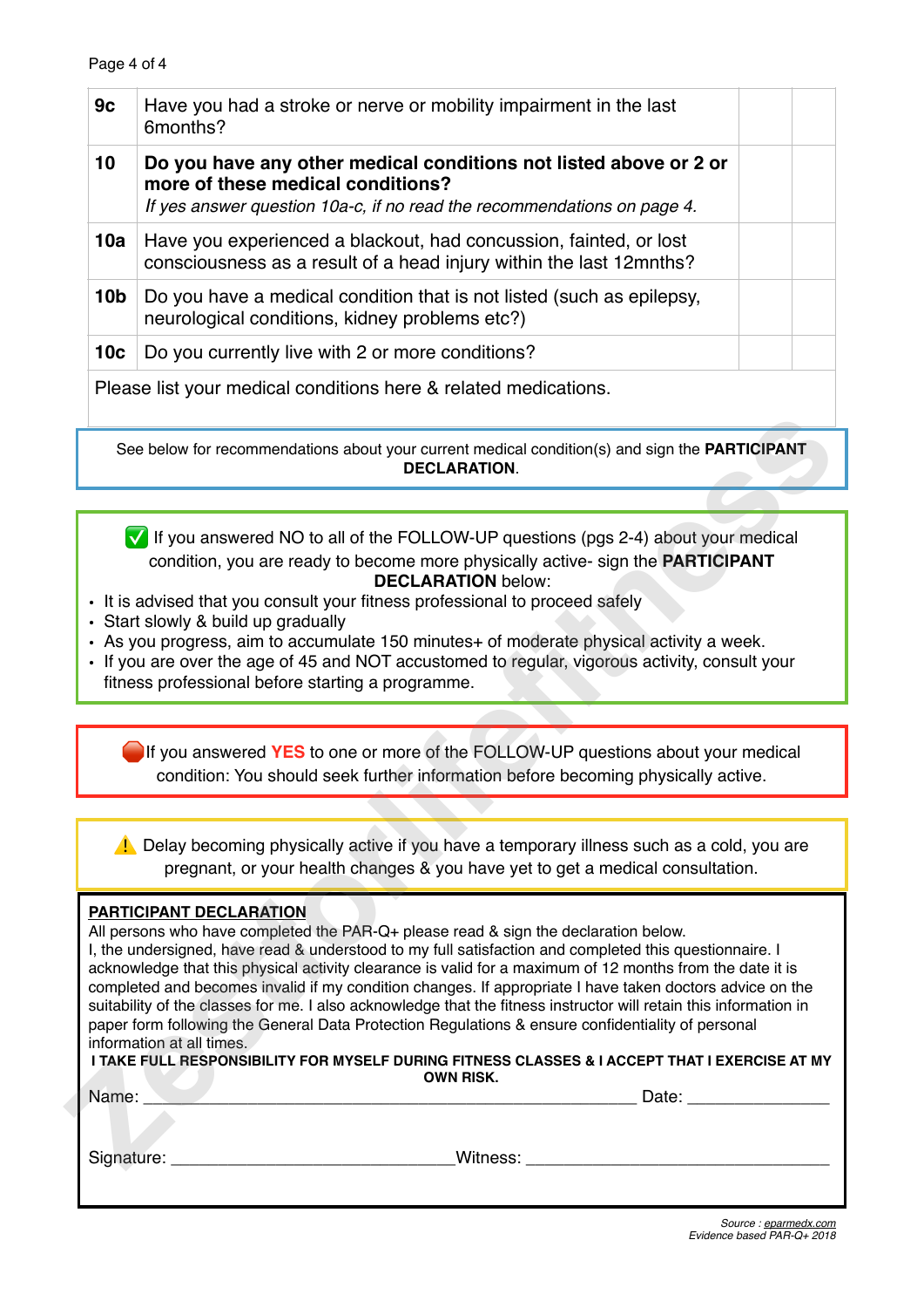| | | | |
|---|---|---|---|
| **9c** | Have you had a stroke or nerve or mobility impairment in the last 6months? | | |
| **10** | **Do you have any other medical conditions not listed above or 2 or more of these medical conditions?** *If yes answer question 10a-c, if no read the recommendations on page 4.* | | |
| **10a** | Have you experienced a blackout, had concussion, fainted, or lost consciousness as a result of a head injury within the last 12mnths? | | |
| **10b** | Do you have a medical condition that is not listed (such as epilepsy, neurological conditions, kidney problems etc?) | | |
| **10c** | Do you currently live with 2 or more conditions? | | |

Please list your medical conditions here & related medications.

See below for recommendations about your current medical condition(s) and sign the **PARTICIPANT DECLARATION**.

✅ If you answered NO to all of the FOLLOW-UP questions (pgs 2-4) about your medical condition, you are ready to become more physically active- sign the **PARTICIPANT DECLARATION** below:

- It is advised that you consult your fitness professional to proceed safely
- Start slowly & build up gradually
- As you progress, aim to accumulate 150 minutes+ of moderate physical activity a week.
- If you are over the age of 45 and NOT accustomed to regular, vigorous activity, consult your fitness professional before starting a programme.

🛑 If you answered **YES** to one or more of the FOLLOW-UP questions about your medical condition: You should seek further information before becoming physically active.

⚠️ Delay becoming physically active if you have a temporary illness such as a cold, you are pregnant, or your health changes & you have yet to get a medical consultation.

**PARTICIPANT DECLARATION**

All persons who have completed the PAR-Q+ please read & sign the declaration below.
I, the undersigned, have read & understood to my full satisfaction and completed this questionnaire. I acknowledge that this physical activity clearance is valid for a maximum of 12 months from the date it is completed and becomes invalid if my condition changes. If appropriate I have taken doctors advice on the suitability of the classes for me. I also acknowledge that the fitness instructor will retain this information in paper form following the General Data Protection Regulations & ensure confidentiality of personal information at all times.

**I TAKE FULL RESPONSIBILITY FOR MYSELF DURING FITNESS CLASSES & I ACCEPT THAT I EXERCISE AT MY OWN RISK.**

Name: ____________________________________________________ Date: _______________

Signature: ______________________________ Witness: ________________________________

Source : eparmedx.com
Evidence based PAR-Q+ 2018